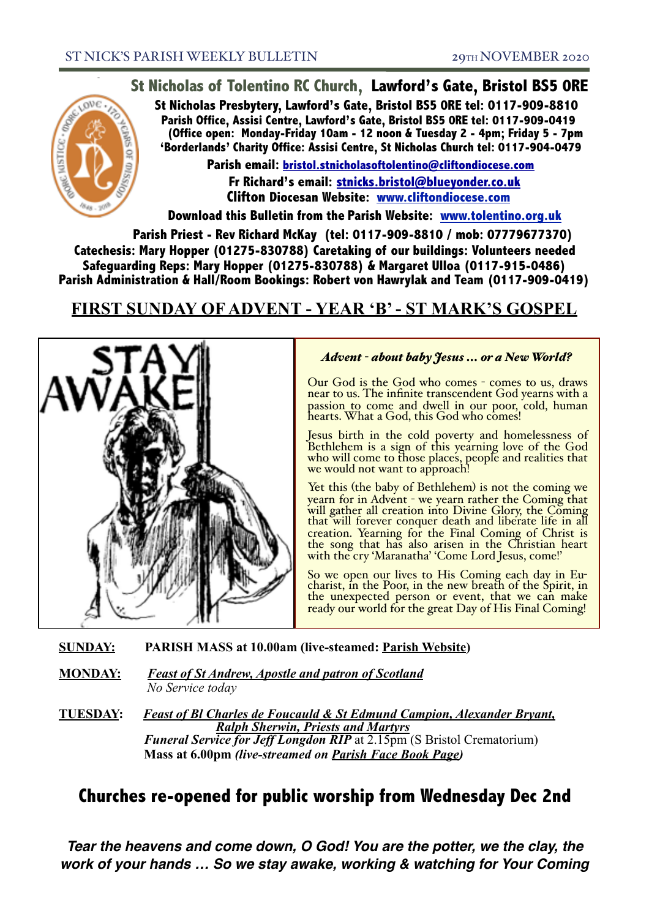# St Nicholas of Tolentino RC Church, Lawford's Gate, Bristol BS5 0RE

**St Nicholas Presbytery, Lawford's Gate, Bristol BS5 0RE tel: 0117-909-8810**
**Parish Office, Assisi Centre, Lawford's Gate, Bristol BS5 0RE tel: 0117-909-0419**
**(Office open: Monday-Friday 10am - 12 noon & Tuesday 2 - 4pm; Friday 5 - 7pm**
**'Borderlands' Charity Office: Assisi Centre, St Nicholas Church tel: 0117-904-0479**

**Parish email: bristol.stnicholasoftolentino@cliftondiocese.com**
**Fr Richard's email: stnicks.bristol@blueyonder.co.uk**
**Clifton Diocesan Website: www.cliftondiocese.com**

**Download this Bulletin from the Parish Website: www.tolentino.org.uk**

**Parish Priest - Rev Richard McKay (tel: 0117-909-8810 / mob: 07779677370)**
**Catechesis: Mary Hopper (01275-830788) Caretaking of our buildings: Volunteers needed**
**Safeguarding Reps: Mary Hopper (01275-830788) & Margaret Ulloa (0117-915-0486)**
**Parish Administration & Hall/Room Bookings: Robert von Hawrylak and Team (0117-909-0419)**

## FIRST SUNDAY OF ADVENT - YEAR 'B' - ST MARK'S GOSPEL

STAY AWAKE

### *Advent - about baby Jesus ... or a New World?*

Our God is the God who comes - comes to us, draws near to us. The infinite transcendent God yearns with a passion to come and dwell in our poor, cold, human hearts. What a God, this God who comes!

Jesus birth in the cold poverty and homelessness of Bethlehem is a sign of this yearning love of the God who will come to those places, people and realities that we would not want to approach!

Yet this (the baby of Bethlehem) is not the coming we yearn for in Advent - we yearn rather the Coming that will gather all creation into Divine Glory, the Coming that will forever conquer death and liberate life in all creation. Yearning for the Final Coming of Christ is the song that has also arisen in the Christian heart with the cry 'Maranatha' 'Come Lord Jesus, come!'

So we open our lives to His Coming each day in Eucharist, in the Poor, in the new breath of the Spirit, in the unexpected person or event, that we can make ready our world for the great Day of His Final Coming!

**SUNDAY:** **PARISH MASS at 10.00am (live-steamed: Parish Website)**

**MONDAY:** ***Feast of St Andrew, Apostle and patron of Scotland***
*No Service today*

**TUESDAY:** ***Feast of Bl Charles de Foucauld & St Edmund Campion, Alexander Bryant, Ralph Sherwin, Priests and Martyrs***
***Funeral Service for Jeff Longdon RIP*** at 2.15pm (S Bristol Crematorium)
**Mass at 6.00pm** ***(live-streamed on Parish Face Book Page)***

## Churches re-opened for public worship from Wednesday Dec 2nd

***Tear the heavens and come down, O God! You are the potter, we the clay, the work of your hands … So we stay awake, working & watching for Your Coming***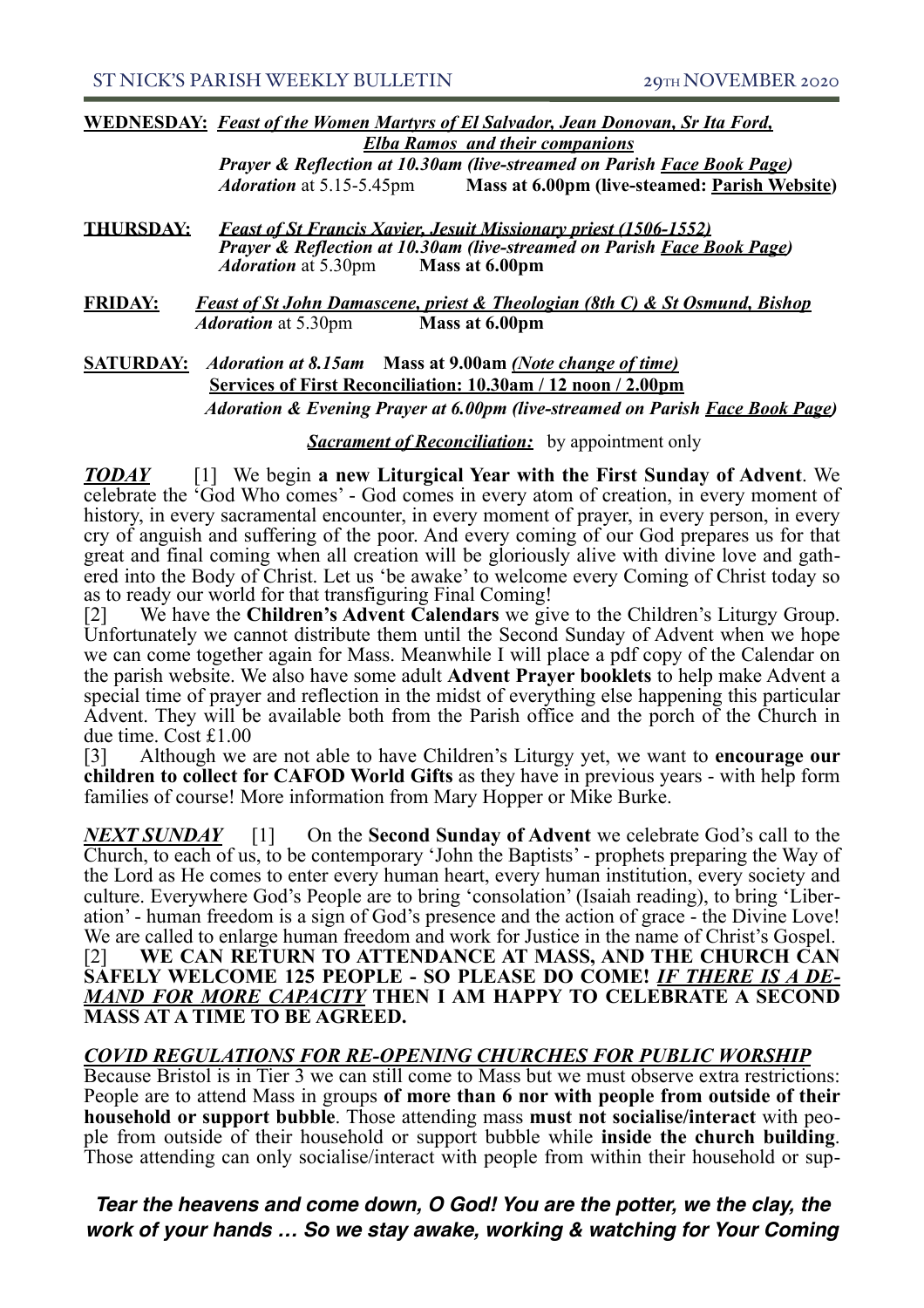**WEDNESDAY:** ***Feast of the Women Martyrs of El Salvador, Jean Donovan, Sr Ita Ford, Elba Ramos and their companions***
***Prayer & Reflection at 10.30am (live-streamed on Parish Face Book Page)***
*Adoration* at 5.15-5.45pm **Mass at 6.00pm (live-steamed: Parish Website)**

**THURSDAY:** ***Feast of St Francis Xavier, Jesuit Missionary priest (1506-1552)***
***Prayer & Reflection at 10.30am (live-streamed on Parish Face Book Page)***
*Adoration* at 5.30pm **Mass at 6.00pm**

**FRIDAY:** ***Feast of St John Damascene, priest & Theologian (8th C) & St Osmund, Bishop***
*Adoration* at 5.30pm **Mass at 6.00pm**

**SATURDAY:** *Adoration at 8.15am* **Mass at 9.00am** ***(Note change of time)***
**Services of First Reconciliation: 10.30am / 12 noon / 2.00pm**
***Adoration & Evening Prayer at 6.00pm (live-streamed on Parish Face Book Page)***

***Sacrament of Reconciliation:*** by appointment only

***TODAY*** [1] We begin **a new Liturgical Year with the First Sunday of Advent**. We celebrate the 'God Who comes' - God comes in every atom of creation, in every moment of history, in every sacramental encounter, in every moment of prayer, in every person, in every cry of anguish and suffering of the poor. And every coming of our God prepares us for that great and final coming when all creation will be gloriously alive with divine love and gathered into the Body of Christ. Let us 'be awake' to welcome every Coming of Christ today so as to ready our world for that transfiguring Final Coming!

[2] We have the **Children's Advent Calendars** we give to the Children's Liturgy Group. Unfortunately we cannot distribute them until the Second Sunday of Advent when we hope we can come together again for Mass. Meanwhile I will place a pdf copy of the Calendar on the parish website. We also have some adult **Advent Prayer booklets** to help make Advent a special time of prayer and reflection in the midst of everything else happening this particular Advent. They will be available both from the Parish office and the porch of the Church in due time. Cost £1.00

[3] Although we are not able to have Children's Liturgy yet, we want to **encourage our children to collect for CAFOD World Gifts** as they have in previous years - with help form families of course! More information from Mary Hopper or Mike Burke.

***NEXT SUNDAY*** [1] On the **Second Sunday of Advent** we celebrate God's call to the Church, to each of us, to be contemporary 'John the Baptists' - prophets preparing the Way of the Lord as He comes to enter every human heart, every human institution, every society and culture. Everywhere God's People are to bring 'consolation' (Isaiah reading), to bring 'Liberation' - human freedom is a sign of God's presence and the action of grace - the Divine Love! We are called to enlarge human freedom and work for Justice in the name of Christ's Gospel.

[2] **WE CAN RETURN TO ATTENDANCE AT MASS, AND THE CHURCH CAN SAFELY WELCOME 125 PEOPLE - SO PLEASE DO COME! *IF THERE IS A DEMAND FOR MORE CAPACITY* THEN I AM HAPPY TO CELEBRATE A SECOND MASS AT A TIME TO BE AGREED.**

***COVID REGULATIONS FOR RE-OPENING CHURCHES FOR PUBLIC WORSHIP***

Because Bristol is in Tier 3 we can still come to Mass but we must observe extra restrictions: People are to attend Mass in groups **of more than 6 nor with people from outside of their household or support bubble**. Those attending mass **must not socialise/interact** with people from outside of their household or support bubble while **inside the church building**. Those attending can only socialise/interact with people from within their household or sup-

***Tear the heavens and come down, O God! You are the potter, we the clay, the work of your hands … So we stay awake, working & watching for Your Coming***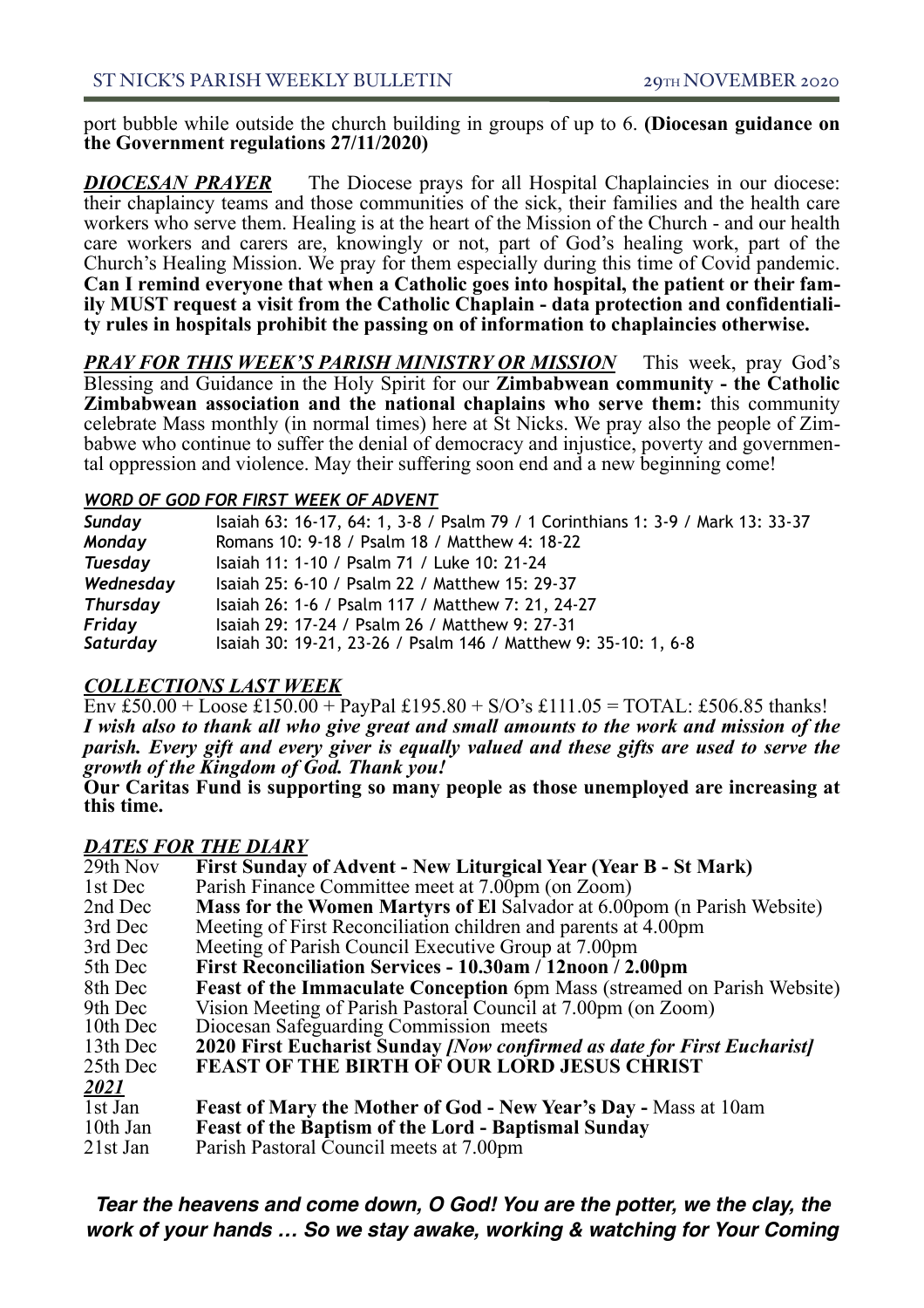port bubble while outside the church building in groups of up to 6. **(Diocesan guidance on the Government regulations 27/11/2020)**

***DIOCESAN PRAYER*** The Diocese prays for all Hospital Chaplaincies in our diocese: their chaplaincy teams and those communities of the sick, their families and the health care workers who serve them. Healing is at the heart of the Mission of the Church - and our health care workers and carers are, knowingly or not, part of God's healing work, part of the Church's Healing Mission. We pray for them especially during this time of Covid pandemic. **Can I remind everyone that when a Catholic goes into hospital, the patient or their family MUST request a visit from the Catholic Chaplain - data protection and confidentiality rules in hospitals prohibit the passing on of information to chaplaincies otherwise.**

***PRAY FOR THIS WEEK'S PARISH MINISTRY OR MISSION*** This week, pray God's Blessing and Guidance in the Holy Spirit for our **Zimbabwean community - the Catholic Zimbabwean association and the national chaplains who serve them:** this community celebrate Mass monthly (in normal times) here at St Nicks. We pray also the people of Zimbabwe who continue to suffer the denial of democracy and injustice, poverty and governmental oppression and violence. May their suffering soon end and a new beginning come!

***WORD OF GOD FOR FIRST WEEK OF ADVENT***

| | |
|---|---|
| *Sunday* | Isaiah 63: 16-17, 64: 1, 3-8 / Psalm 79 / 1 Corinthians 1: 3-9 / Mark 13: 33-37 |
| *Monday* | Romans 10: 9-18 / Psalm 18 / Matthew 4: 18-22 |
| *Tuesday* | Isaiah 11: 1-10 / Psalm 71 / Luke 10: 21-24 |
| *Wednesday* | Isaiah 25: 6-10 / Psalm 22 / Matthew 15: 29-37 |
| *Thursday* | Isaiah 26: 1-6 / Psalm 117 / Matthew 7: 21, 24-27 |
| *Friday* | Isaiah 29: 17-24 / Psalm 26 / Matthew 9: 27-31 |
| *Saturday* | Isaiah 30: 19-21, 23-26 / Psalm 146 / Matthew 9: 35-10: 1, 6-8 |

***COLLECTIONS LAST WEEK***

Env £50.00 + Loose £150.00 + PayPal £195.80 + S/O's £111.05 = TOTAL: £506.85 thanks!
***I wish also to thank all who give great and small amounts to the work and mission of the parish. Every gift and every giver is equally valued and these gifts are used to serve the growth of the Kingdom of God. Thank you!***

**Our Caritas Fund is supporting so many people as those unemployed are increasing at this time.**

***DATES FOR THE DIARY***

| | |
|---|---|
| 29th Nov | **First Sunday of Advent - New Liturgical Year (Year B - St Mark)** |
| 1st Dec | Parish Finance Committee meet at 7.00pm (on Zoom) |
| 2nd Dec | **Mass for the Women Martyrs of El** Salvador at 6.00pom (n Parish Website) |
| 3rd Dec | Meeting of First Reconciliation children and parents at 4.00pm |
| 3rd Dec | Meeting of Parish Council Executive Group at 7.00pm |
| 5th Dec | **First Reconciliation Services - 10.30am / 12noon / 2.00pm** |
| 8th Dec | **Feast of the Immaculate Conception** 6pm Mass (streamed on Parish Website) |
| 9th Dec | Vision Meeting of Parish Pastoral Council at 7.00pm (on Zoom) |
| 10th Dec | Diocesan Safeguarding Commission meets |
| 13th Dec | **2020 First Eucharist Sunday *[Now confirmed as date for First Eucharist]*** |
| 25th Dec | **FEAST OF THE BIRTH OF OUR LORD JESUS CHRIST** |
| ***2021*** | |
| 1st Jan | **Feast of Mary the Mother of God - New Year's Day -** Mass at 10am |
| 10th Jan | **Feast of the Baptism of the Lord - Baptismal Sunday** |
| 21st Jan | Parish Pastoral Council meets at 7.00pm |

***Tear the heavens and come down, O God! You are the potter, we the clay, the work of your hands … So we stay awake, working & watching for Your Coming***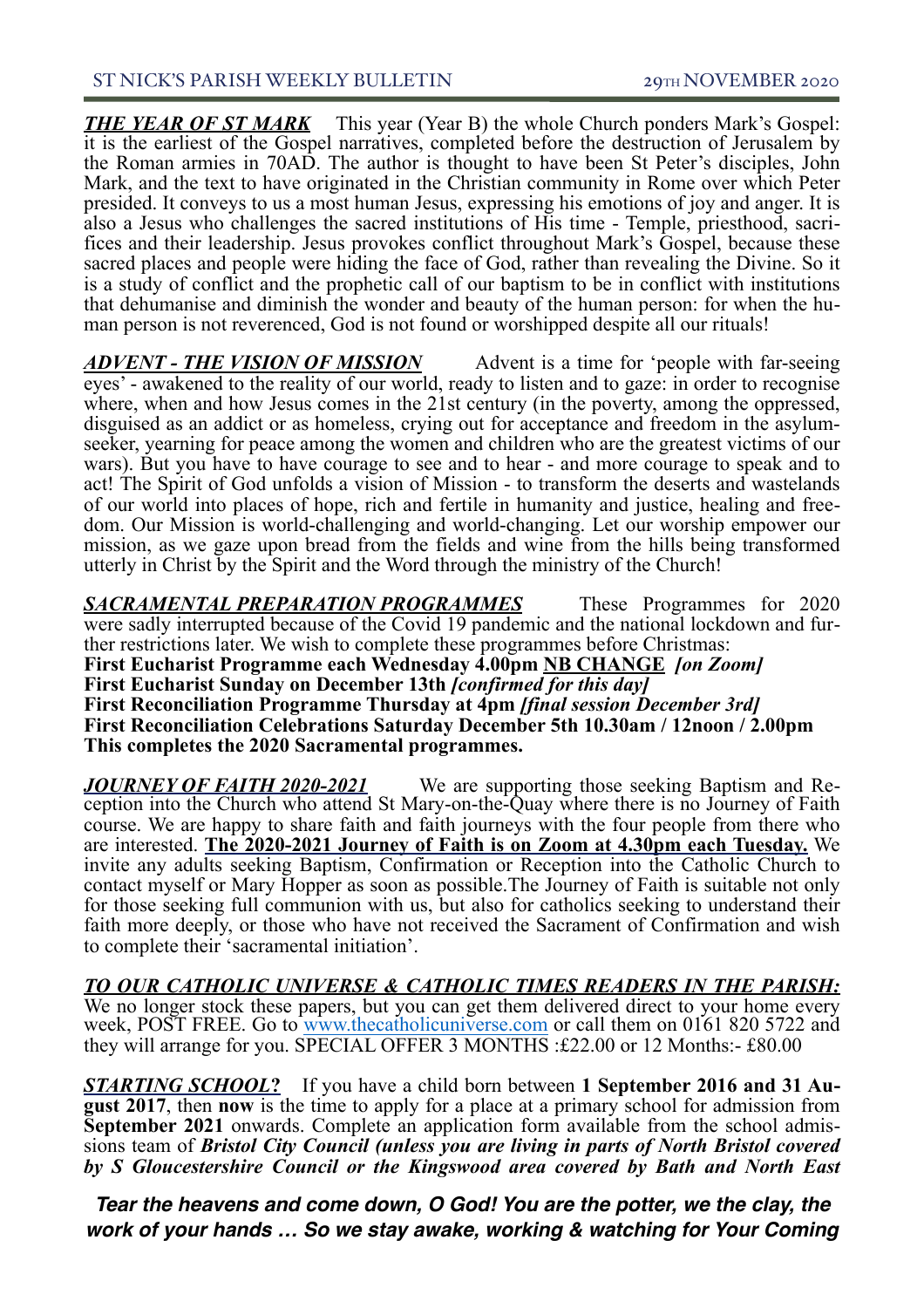***THE YEAR OF ST MARK*** This year (Year B) the whole Church ponders Mark's Gospel: it is the earliest of the Gospel narratives, completed before the destruction of Jerusalem by the Roman armies in 70AD. The author is thought to have been St Peter's disciples, John Mark, and the text to have originated in the Christian community in Rome over which Peter presided. It conveys to us a most human Jesus, expressing his emotions of joy and anger. It is also a Jesus who challenges the sacred institutions of His time - Temple, priesthood, sacrifices and their leadership. Jesus provokes conflict throughout Mark's Gospel, because these sacred places and people were hiding the face of God, rather than revealing the Divine. So it is a study of conflict and the prophetic call of our baptism to be in conflict with institutions that dehumanise and diminish the wonder and beauty of the human person: for when the human person is not reverenced, God is not found or worshipped despite all our rituals!

***ADVENT - THE VISION OF MISSION*** Advent is a time for 'people with far-seeing eyes' - awakened to the reality of our world, ready to listen and to gaze: in order to recognise where, when and how Jesus comes in the 21st century (in the poverty, among the oppressed, disguised as an addict or as homeless, crying out for acceptance and freedom in the asylum-seeker, yearning for peace among the women and children who are the greatest victims of our wars). But you have to have courage to see and to hear - and more courage to speak and to act! The Spirit of God unfolds a vision of Mission - to transform the deserts and wastelands of our world into places of hope, rich and fertile in humanity and justice, healing and freedom. Our Mission is world-challenging and world-changing. Let our worship empower our mission, as we gaze upon bread from the fields and wine from the hills being transformed utterly in Christ by the Spirit and the Word through the ministry of the Church!

***SACRAMENTAL PREPARATION PROGRAMMES*** These Programmes for 2020 were sadly interrupted because of the Covid 19 pandemic and the national lockdown and further restrictions later. We wish to complete these programmes before Christmas:
**First Eucharist Programme each Wednesday 4.00pm <u>NB CHANGE</u>** ***[on Zoom]***
**First Eucharist Sunday on December 13th** ***[confirmed for this day]***
**First Reconciliation Programme Thursday at 4pm** ***[final session December 3rd]***
**First Reconciliation Celebrations Saturday December 5th 10.30am / 12noon / 2.00pm**
**This completes the 2020 Sacramental programmes.**

***JOURNEY OF FAITH 2020-2021*** We are supporting those seeking Baptism and Reception into the Church who attend St Mary-on-the-Quay where there is no Journey of Faith course. We are happy to share faith and faith journeys with the four people from there who are interested. **<u>The 2020-2021 Journey of Faith is on Zoom at 4.30pm each Tuesday.</u>** We invite any adults seeking Baptism, Confirmation or Reception into the Catholic Church to contact myself or Mary Hopper as soon as possible.The Journey of Faith is suitable not only for those seeking full communion with us, but also for catholics seeking to understand their faith more deeply, or those who have not received the Sacrament of Confirmation and wish to complete their 'sacramental initiation'.

***TO OUR CATHOLIC UNIVERSE & CATHOLIC TIMES READERS IN THE PARISH:***
We no longer stock these papers, but you can get them delivered direct to your home every week, POST FREE. Go to www.thecatholicuniverse.com or call them on 0161 820 5722 and they will arrange for you. SPECIAL OFFER 3 MONTHS :£22.00 or 12 Months:- £80.00

***STARTING SCHOOL?*** If you have a child born between **1 September 2016 and 31 August 2017**, then **now** is the time to apply for a place at a primary school for admission from **September 2021** onwards. Complete an application form available from the school admissions team of ***Bristol City Council (unless you are living in parts of North Bristol covered by S Gloucestershire Council or the Kingswood area covered by Bath and North East***

***Tear the heavens and come down, O God! You are the potter, we the clay, the work of your hands … So we stay awake, working & watching for Your Coming***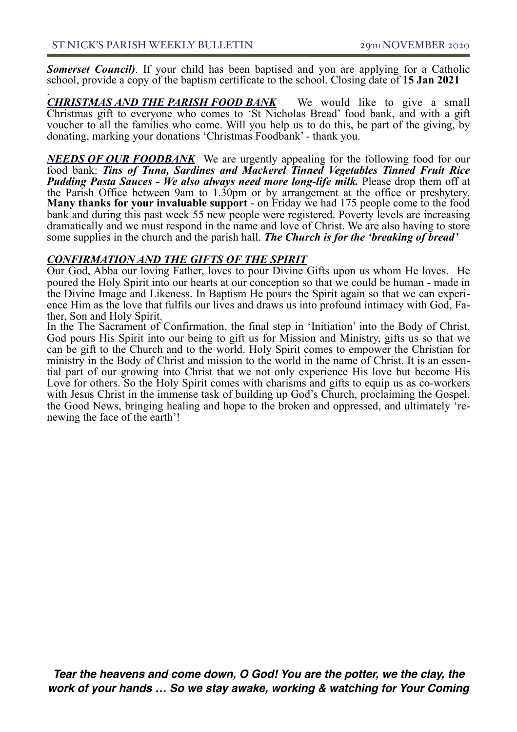***Somerset Council)***. If your child has been baptised and you are applying for a Catholic school, provide a copy of the baptism certificate to the school. Closing date of **15 Jan 2021**

.
***CHRISTMAS AND THE PARISH FOOD BANK*** We would like to give a small Christmas gift to everyone who comes to 'St Nicholas Bread' food bank, and with a gift voucher to all the families who come. Will you help us to do this, be part of the giving, by donating, marking your donations 'Christmas Foodbank' - thank you.

***NEEDS OF OUR FOODBANK*** We are urgently appealing for the following food for our food bank: ***Tins of Tuna, Sardines and Mackerel Tinned Vegetables Tinned Fruit Rice Pudding Pasta Sauces - We also always need more long-life milk.*** Please drop them off at the Parish Office between 9am to 1.30pm or by arrangement at the office or presbytery. **Many thanks for your invaluable support** - on Friday we had 175 people come to the food bank and during this past week 55 new people were registered. Poverty levels are increasing dramatically and we must respond in the name and love of Christ. We are also having to store some supplies in the church and the parish hall. ***The Church is for the 'breaking of bread'***

## *CONFIRMATION AND THE GIFTS OF THE SPIRIT*

Our God, Abba our loving Father, loves to pour Divine Gifts upon us whom He loves. He poured the Holy Spirit into our hearts at our conception so that we could be human - made in the Divine Image and Likeness. In Baptism He pours the Spirit again so that we can experience Him as the love that fulfils our lives and draws us into profound intimacy with God, Father, Son and Holy Spirit.

In the The Sacrament of Confirmation, the final step in 'Initiation' into the Body of Christ, God pours His Spirit into our being to gift us for Mission and Ministry, gifts us so that we can be gift to the Church and to the world. Holy Spirit comes to empower the Christian for ministry in the Body of Christ and mission to the world in the name of Christ. It is an essential part of our growing into Christ that we not only experience His love but become His Love for others. So the Holy Spirit comes with charisms and gifts to equip us as co-workers with Jesus Christ in the immense task of building up God's Church, proclaiming the Gospel, the Good News, bringing healing and hope to the broken and oppressed, and ultimately 'renewing the face of the earth'!

***Tear the heavens and come down, O God! You are the potter, we the clay, the work of your hands … So we stay awake, working & watching for Your Coming***